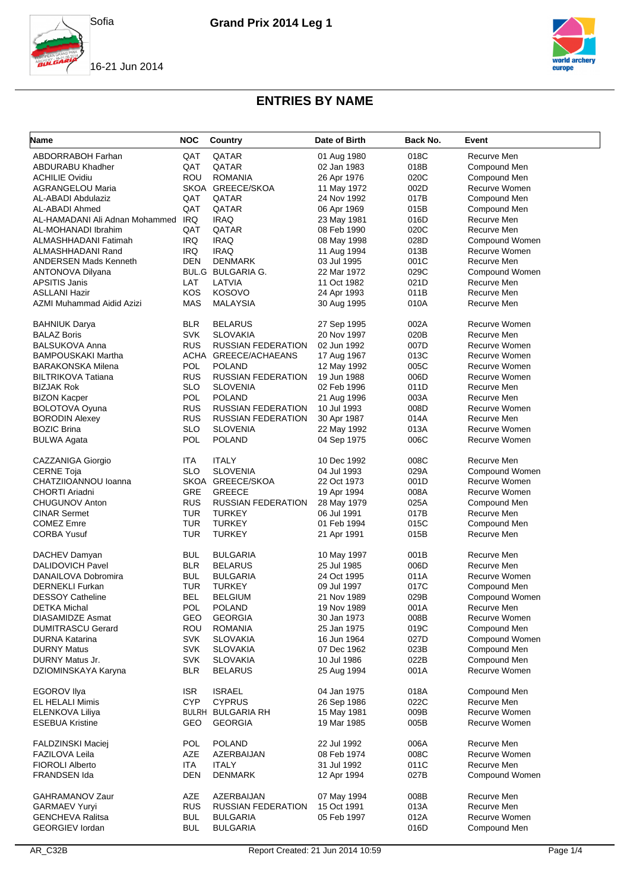# ENTRIES BY NAME

| Name | NOC | Country | Date of Birth | Back No. | Event |
|---|---|---|---|---|---|
| ABDORRABOH Farhan | QAT | QATAR | 01 Aug 1980 | 018C | Recurve Men |
| ABDURABU Khadher | QAT | QATAR | 02 Jan 1983 | 018B | Compound Men |
| ACHILIE Ovidiu | ROU | ROMANIA | 26 Apr 1976 | 020C | Compound Men |
| AGRANGELOU Maria | SKOA | GREECE/SKOA | 11 May 1972 | 002D | Recurve Women |
| AL-ABADI Abdulaziz | QAT | QATAR | 24 Nov 1992 | 017B | Compound Men |
| AL-ABADI Ahmed | QAT | QATAR | 06 Apr 1969 | 015B | Compound Men |
| AL-HAMADANI Ali Adnan Mohammed | IRQ | IRAQ | 23 May 1981 | 016D | Recurve Men |
| AL-MOHANADI Ibrahim | QAT | QATAR | 08 Feb 1990 | 020C | Recurve Men |
| ALMASHHADANI Fatimah | IRQ | IRAQ | 08 May 1998 | 028D | Compound Women |
| ALMASHHADANI Rand | IRQ | IRAQ | 11 Aug 1994 | 013B | Recurve Women |
| ANDERSEN Mads Kenneth | DEN | DENMARK | 03 Jul 1995 | 001C | Recurve Men |
| ANTONOVA Dilyana | BUL.G | BULGARIA G. | 22 Mar 1972 | 029C | Compound Women |
| APSITIS Janis | LAT | LATVIA | 11 Oct 1982 | 021D | Recurve Men |
| ASLLANI Hazir | KOS | KOSOVO | 24 Apr 1993 | 011B | Recurve Men |
| AZMI Muhammad Aidid Azizi | MAS | MALAYSIA | 30 Aug 1995 | 010A | Recurve Men |
| BAHNIUK Darya | BLR | BELARUS | 27 Sep 1995 | 002A | Recurve Women |
| BALAZ Boris | SVK | SLOVAKIA | 20 Nov 1997 | 020B | Recurve Men |
| BALSUKOVA Anna | RUS | RUSSIAN FEDERATION | 02 Jun 1992 | 007D | Recurve Women |
| BAMPOUSKAKI Martha | ACHA | GREECE/ACHAEANS | 17 Aug 1967 | 013C | Recurve Women |
| BARAKONSKA Milena | POL | POLAND | 12 May 1992 | 005C | Recurve Women |
| BILTRIKOVA Tatiana | RUS | RUSSIAN FEDERATION | 19 Jun 1988 | 006D | Recurve Women |
| BIZJAK Rok | SLO | SLOVENIA | 02 Feb 1996 | 011D | Recurve Men |
| BIZON Kacper | POL | POLAND | 21 Aug 1996 | 003A | Recurve Men |
| BOLOTOVA Oyuna | RUS | RUSSIAN FEDERATION | 10 Jul 1993 | 008D | Recurve Women |
| BORODIN Alexey | RUS | RUSSIAN FEDERATION | 30 Apr 1987 | 014A | Recurve Men |
| BOZIC Brina | SLO | SLOVENIA | 22 May 1992 | 013A | Recurve Women |
| BULWA Agata | POL | POLAND | 04 Sep 1975 | 006C | Recurve Women |
| CAZZANIGA Giorgio | ITA | ITALY | 10 Dec 1992 | 008C | Recurve Men |
| CERNE Toja | SLO | SLOVENIA | 04 Jul 1993 | 029A | Compound Women |
| CHATZIIOANNOU Ioanna | SKOA | GREECE/SKOA | 22 Oct 1973 | 001D | Recurve Women |
| CHORTI Ariadni | GRE | GREECE | 19 Apr 1994 | 008A | Recurve Women |
| CHUGUNOV Anton | RUS | RUSSIAN FEDERATION | 28 May 1979 | 025A | Compound Men |
| CINAR Sermet | TUR | TURKEY | 06 Jul 1991 | 017B | Recurve Men |
| COMEZ Emre | TUR | TURKEY | 01 Feb 1994 | 015C | Compound Men |
| CORBA Yusuf | TUR | TURKEY | 21 Apr 1991 | 015B | Recurve Men |
| DACHEV Damyan | BUL | BULGARIA | 10 May 1997 | 001B | Recurve Men |
| DALIDOVICH Pavel | BLR | BELARUS | 25 Jul 1985 | 006D | Recurve Men |
| DANAILOVA Dobromira | BUL | BULGARIA | 24 Oct 1995 | 011A | Recurve Women |
| DERNEKLI Furkan | TUR | TURKEY | 09 Jul 1997 | 017C | Compound Men |
| DESSOY Catheline | BEL | BELGIUM | 21 Nov 1989 | 029B | Compound Women |
| DETKA Michal | POL | POLAND | 19 Nov 1989 | 001A | Recurve Men |
| DIASAMIDZE Asmat | GEO | GEORGIA | 30 Jan 1973 | 008B | Recurve Women |
| DUMITRASCU Gerard | ROU | ROMANIA | 25 Jan 1975 | 019C | Compound Men |
| DURNA Katarina | SVK | SLOVAKIA | 16 Jun 1964 | 027D | Compound Women |
| DURNY Matus | SVK | SLOVAKIA | 07 Dec 1962 | 023B | Compound Men |
| DURNY Matus Jr. | SVK | SLOVAKIA | 10 Jul 1986 | 022B | Compound Men |
| DZIOMINSKAYA Karyna | BLR | BELARUS | 25 Aug 1994 | 001A | Recurve Women |
| EGOROV Ilya | ISR | ISRAEL | 04 Jan 1975 | 018A | Compound Men |
| EL HELALI Mimis | CYP | CYPRUS | 26 Sep 1986 | 022C | Recurve Men |
| ELENKOVA Liliya | BULRH | BULGARIA RH | 15 May 1981 | 009B | Recurve Women |
| ESEBUA Kristine | GEO | GEORGIA | 19 Mar 1985 | 005B | Recurve Women |
| FALDZINSKI Maciej | POL | POLAND | 22 Jul 1992 | 006A | Recurve Men |
| FAZILOVA Leila | AZE | AZERBAIJAN | 08 Feb 1974 | 008C | Recurve Women |
| FIOROLI Alberto | ITA | ITALY | 31 Jul 1992 | 011C | Recurve Men |
| FRANDSEN Ida | DEN | DENMARK | 12 Apr 1994 | 027B | Compound Women |
| GAHRAMANOV Zaur | AZE | AZERBAIJAN | 07 May 1994 | 008B | Recurve Men |
| GARMAEV Yuryi | RUS | RUSSIAN FEDERATION | 15 Oct 1991 | 013A | Recurve Men |
| GENCHEVA Ralitsa | BUL | BULGARIA | 05 Feb 1997 | 012A | Recurve Women |
| GEORGIEV Iordan | BUL | BULGARIA | | 016D | Compound Men |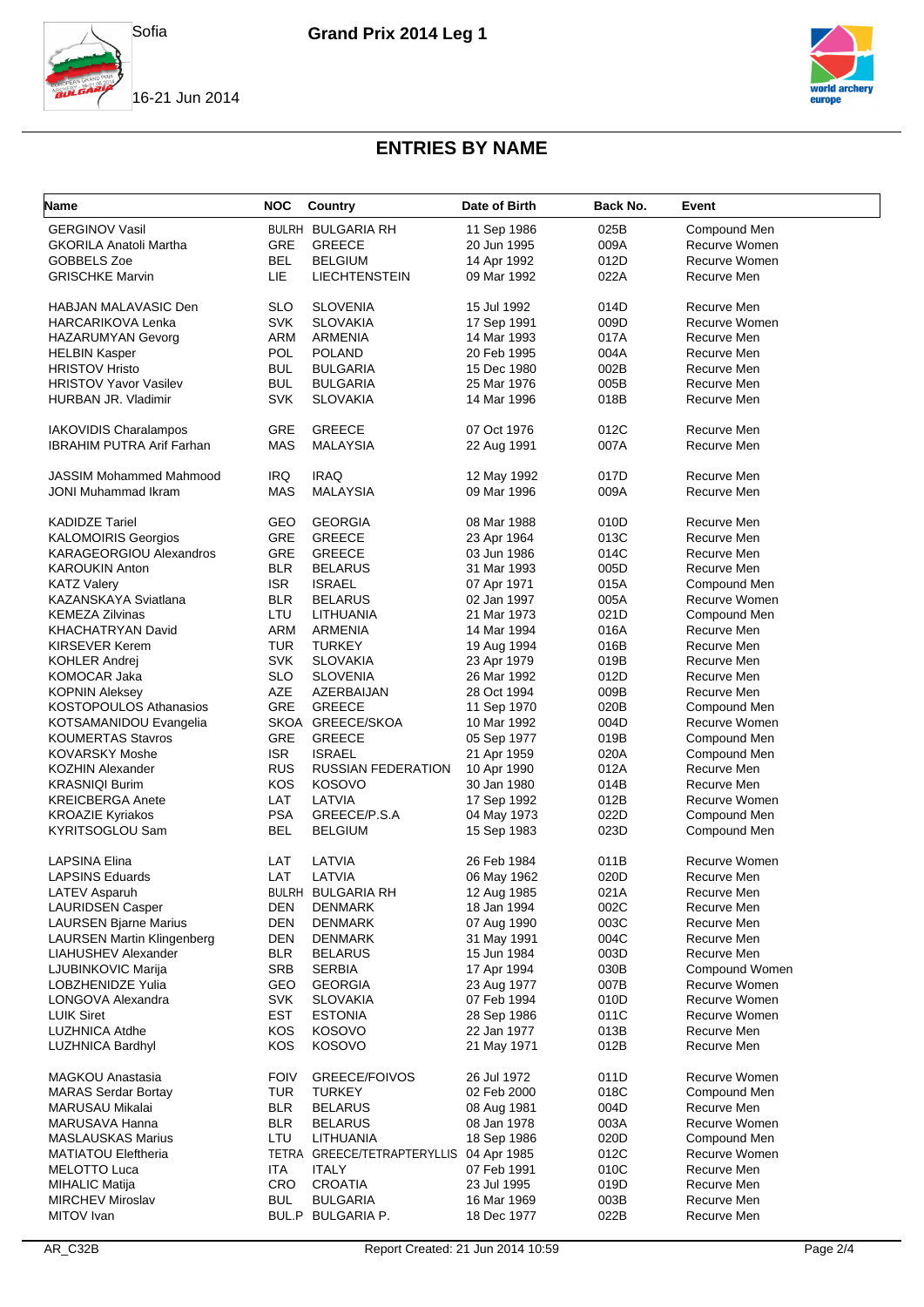# Grand Prix 2014 Leg 1

Sofia

16-21 Jun 2014

## ENTRIES BY NAME

| Name | NOC | Country | Date of Birth | Back No. | Event |
|---|---|---|---|---|---|
| GERGINOV Vasil | BULRH | BULGARIA RH | 11 Sep 1986 | 025B | Compound Men |
| GKORILA Anatoli Martha | GRE | GREECE | 20 Jun 1995 | 009A | Recurve Women |
| GOBBELS Zoe | BEL | BELGIUM | 14 Apr 1992 | 012D | Recurve Women |
| GRISCHKE Marvin | LIE | LIECHTENSTEIN | 09 Mar 1992 | 022A | Recurve Men |
| HABJAN MALAVASIC Den | SLO | SLOVENIA | 15 Jul 1992 | 014D | Recurve Men |
| HARCARIKOVA Lenka | SVK | SLOVAKIA | 17 Sep 1991 | 009D | Recurve Women |
| HAZARUMYAN Gevorg | ARM | ARMENIA | 14 Mar 1993 | 017A | Recurve Men |
| HELBIN Kasper | POL | POLAND | 20 Feb 1995 | 004A | Recurve Men |
| HRISTOV Hristo | BUL | BULGARIA | 15 Dec 1980 | 002B | Recurve Men |
| HRISTOV Yavor Vasilev | BUL | BULGARIA | 25 Mar 1976 | 005B | Recurve Men |
| HURBAN JR. Vladimir | SVK | SLOVAKIA | 14 Mar 1996 | 018B | Recurve Men |
| IAKOVIDIS Charalampos | GRE | GREECE | 07 Oct 1976 | 012C | Recurve Men |
| IBRAHIM PUTRA Arif Farhan | MAS | MALAYSIA | 22 Aug 1991 | 007A | Recurve Men |
| JASSIM Mohammed Mahmood | IRQ | IRAQ | 12 May 1992 | 017D | Recurve Men |
| JONI Muhammad Ikram | MAS | MALAYSIA | 09 Mar 1996 | 009A | Recurve Men |
| KADIDZE Tariel | GEO | GEORGIA | 08 Mar 1988 | 010D | Recurve Men |
| KALOMOIRIS Georgios | GRE | GREECE | 23 Apr 1964 | 013C | Recurve Men |
| KARAGEORGIOU Alexandros | GRE | GREECE | 03 Jun 1986 | 014C | Recurve Men |
| KAROUKIN Anton | BLR | BELARUS | 31 Mar 1993 | 005D | Recurve Men |
| KATZ Valery | ISR | ISRAEL | 07 Apr 1971 | 015A | Compound Men |
| KAZANSKAYA Sviatlana | BLR | BELARUS | 02 Jan 1997 | 005A | Recurve Women |
| KEMEZA Zilvinas | LTU | LITHUANIA | 21 Mar 1973 | 021D | Compound Men |
| KHACHATRYAN David | ARM | ARMENIA | 14 Mar 1994 | 016A | Recurve Men |
| KIRSEVER Kerem | TUR | TURKEY | 19 Aug 1994 | 016B | Recurve Men |
| KOHLER Andrej | SVK | SLOVAKIA | 23 Apr 1979 | 019B | Recurve Men |
| KOMOCAR Jaka | SLO | SLOVENIA | 26 Mar 1992 | 012D | Recurve Men |
| KOPNIN Aleksey | AZE | AZERBAIJAN | 28 Oct 1994 | 009B | Recurve Men |
| KOSTOPOULOS Athanasios | GRE | GREECE | 11 Sep 1970 | 020B | Compound Men |
| KOTSAMANIDOU Evangelia | SKOA | GREECE/SKOA | 10 Mar 1992 | 004D | Recurve Women |
| KOUMERTAS Stavros | GRE | GREECE | 05 Sep 1977 | 019B | Compound Men |
| KOVARSKY Moshe | ISR | ISRAEL | 21 Apr 1959 | 020A | Compound Men |
| KOZHIN Alexander | RUS | RUSSIAN FEDERATION | 10 Apr 1990 | 012A | Recurve Men |
| KRASNIQI Burim | KOS | KOSOVO | 30 Jan 1980 | 014B | Recurve Men |
| KREICBERGA Anete | LAT | LATVIA | 17 Sep 1992 | 012B | Recurve Women |
| KROAZIE Kyriakos | PSA | GREECE/P.S.A | 04 May 1973 | 022D | Compound Men |
| KYRITSOGLOU Sam | BEL | BELGIUM | 15 Sep 1983 | 023D | Compound Men |
| LAPSINA Elina | LAT | LATVIA | 26 Feb 1984 | 011B | Recurve Women |
| LAPSINS Eduards | LAT | LATVIA | 06 May 1962 | 020D | Recurve Men |
| LATEV Asparuh | BULRH | BULGARIA RH | 12 Aug 1985 | 021A | Recurve Men |
| LAURIDSEN Casper | DEN | DENMARK | 18 Jan 1994 | 002C | Recurve Men |
| LAURSEN Bjarne Marius | DEN | DENMARK | 07 Aug 1990 | 003C | Recurve Men |
| LAURSEN Martin Klingenberg | DEN | DENMARK | 31 May 1991 | 004C | Recurve Men |
| LIAHUSHEV Alexander | BLR | BELARUS | 15 Jun 1984 | 003D | Recurve Men |
| LJUBINKOVIC Marija | SRB | SERBIA | 17 Apr 1994 | 030B | Compound Women |
| LOBZHENIDZE Yulia | GEO | GEORGIA | 23 Aug 1977 | 007B | Recurve Women |
| LONGOVA Alexandra | SVK | SLOVAKIA | 07 Feb 1994 | 010D | Recurve Women |
| LUIK Siret | EST | ESTONIA | 28 Sep 1986 | 011C | Recurve Women |
| LUZHNICA Atdhe | KOS | KOSOVO | 22 Jan 1977 | 013B | Recurve Men |
| LUZHNICA Bardhyl | KOS | KOSOVO | 21 May 1971 | 012B | Recurve Men |
| MAGKOU Anastasia | FOIV | GREECE/FOIVOS | 26 Jul 1972 | 011D | Recurve Women |
| MARAS Serdar Bortay | TUR | TURKEY | 02 Feb 2000 | 018C | Compound Men |
| MARUSAU Mikalai | BLR | BELARUS | 08 Aug 1981 | 004D | Recurve Men |
| MARUSAVA Hanna | BLR | BELARUS | 08 Jan 1978 | 003A | Recurve Women |
| MASLAUSKAS Marius | LTU | LITHUANIA | 18 Sep 1986 | 020D | Compound Men |
| MATIATOU Eleftheria | TETRA | GREECE/TETRAPTERYLLIS | 04 Apr 1985 | 012C | Recurve Women |
| MELOTTO Luca | ITA | ITALY | 07 Feb 1991 | 010C | Recurve Men |
| MIHALIC Matija | CRO | CROATIA | 23 Jul 1995 | 019D | Recurve Men |
| MIRCHEV Miroslav | BUL | BULGARIA | 16 Mar 1969 | 003B | Recurve Men |
| MITOV Ivan | BUL.P | BULGARIA P. | 18 Dec 1977 | 022B | Recurve Men |

AR_C32B — Report Created: 21 Jun 2014 10:59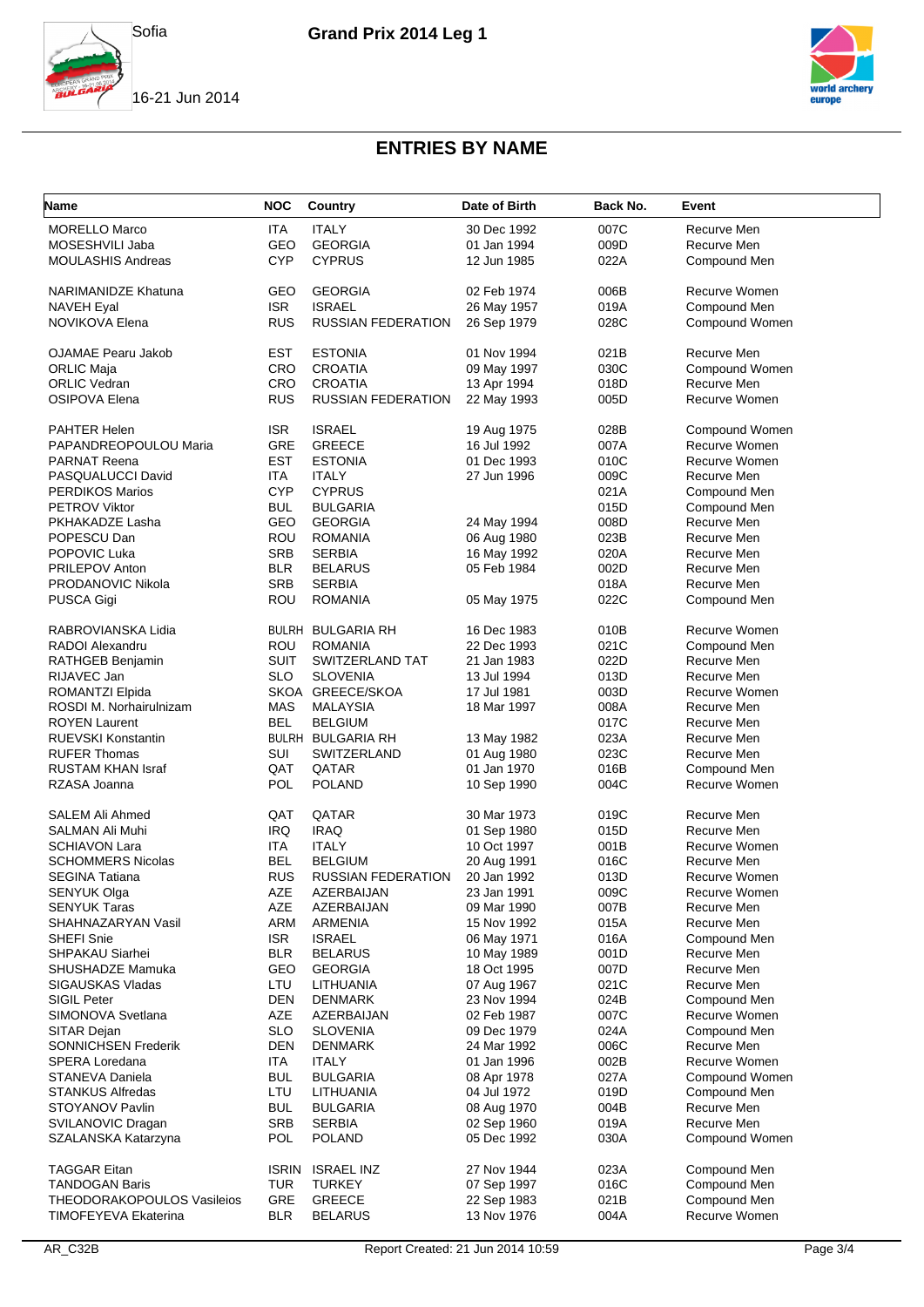# ENTRIES BY NAME

| Name | NOC | Country | Date of Birth | Back No. | Event |
|---|---|---|---|---|---|
| MORELLO Marco | ITA | ITALY | 30 Dec 1992 | 007C | Recurve Men |
| MOSESHVILI Jaba | GEO | GEORGIA | 01 Jan 1994 | 009D | Recurve Men |
| MOULASHIS Andreas | CYP | CYPRUS | 12 Jun 1985 | 022A | Compound Men |
| NARIMANIDZE Khatuna | GEO | GEORGIA | 02 Feb 1974 | 006B | Recurve Women |
| NAVEH Eyal | ISR | ISRAEL | 26 May 1957 | 019A | Compound Men |
| NOVIKOVA Elena | RUS | RUSSIAN FEDERATION | 26 Sep 1979 | 028C | Compound Women |
| OJAMAE Pearu Jakob | EST | ESTONIA | 01 Nov 1994 | 021B | Recurve Men |
| ORLIC Maja | CRO | CROATIA | 09 May 1997 | 030C | Compound Women |
| ORLIC Vedran | CRO | CROATIA | 13 Apr 1994 | 018D | Recurve Men |
| OSIPOVA Elena | RUS | RUSSIAN FEDERATION | 22 May 1993 | 005D | Recurve Women |
| PAHTER Helen | ISR | ISRAEL | 19 Aug 1975 | 028B | Compound Women |
| PAPANDREOPOULOU Maria | GRE | GREECE | 16 Jul 1992 | 007A | Recurve Women |
| PARNAT Reena | EST | ESTONIA | 01 Dec 1993 | 010C | Recurve Women |
| PASQUALUCCI David | ITA | ITALY | 27 Jun 1996 | 009C | Recurve Men |
| PERDIKOS Marios | CYP | CYPRUS | | 021A | Compound Men |
| PETROV Viktor | BUL | BULGARIA | | 015D | Compound Men |
| PKHAKADZE Lasha | GEO | GEORGIA | 24 May 1994 | 008D | Recurve Men |
| POPESCU Dan | ROU | ROMANIA | 06 Aug 1980 | 023B | Recurve Men |
| POPOVIC Luka | SRB | SERBIA | 16 May 1992 | 020A | Recurve Men |
| PRILEPOV Anton | BLR | BELARUS | 05 Feb 1984 | 002D | Recurve Men |
| PRODANOVIC Nikola | SRB | SERBIA | | 018A | Recurve Men |
| PUSCA Gigi | ROU | ROMANIA | 05 May 1975 | 022C | Compound Men |
| RABROVIANSKA Lidia | BULRH | BULGARIA RH | 16 Dec 1983 | 010B | Recurve Women |
| RADOI Alexandru | ROU | ROMANIA | 22 Dec 1993 | 021C | Compound Men |
| RATHGEB Benjamin | SUIT | SWITZERLAND TAT | 21 Jan 1983 | 022D | Recurve Men |
| RIJAVEC Jan | SLO | SLOVENIA | 13 Jul 1994 | 013D | Recurve Men |
| ROMANTZI Elpida | SKOA | GREECE/SKOA | 17 Jul 1981 | 003D | Recurve Women |
| ROSDI M. Norhairulnizam | MAS | MALAYSIA | 18 Mar 1997 | 008A | Recurve Men |
| ROYEN Laurent | BEL | BELGIUM | | 017C | Recurve Men |
| RUEVSKI Konstantin | BULRH | BULGARIA RH | 13 May 1982 | 023A | Recurve Men |
| RUFER Thomas | SUI | SWITZERLAND | 01 Aug 1980 | 023C | Recurve Men |
| RUSTAM KHAN Israf | QAT | QATAR | 01 Jan 1970 | 016B | Compound Men |
| RZASA Joanna | POL | POLAND | 10 Sep 1990 | 004C | Recurve Women |
| SALEM Ali Ahmed | QAT | QATAR | 30 Mar 1973 | 019C | Recurve Men |
| SALMAN Ali Muhi | IRQ | IRAQ | 01 Sep 1980 | 015D | Recurve Men |
| SCHIAVON Lara | ITA | ITALY | 10 Oct 1997 | 001B | Recurve Women |
| SCHOMMERS Nicolas | BEL | BELGIUM | 20 Aug 1991 | 016C | Recurve Men |
| SEGINA Tatiana | RUS | RUSSIAN FEDERATION | 20 Jan 1992 | 013D | Recurve Women |
| SENYUK Olga | AZE | AZERBAIJAN | 23 Jan 1991 | 009C | Recurve Women |
| SENYUK Taras | AZE | AZERBAIJAN | 09 Mar 1990 | 007B | Recurve Men |
| SHAHNAZARYAN Vasil | ARM | ARMENIA | 15 Nov 1992 | 015A | Recurve Men |
| SHEFI Snie | ISR | ISRAEL | 06 May 1971 | 016A | Compound Men |
| SHPAKAU Siarhei | BLR | BELARUS | 10 May 1989 | 001D | Recurve Men |
| SHUSHADZE Mamuka | GEO | GEORGIA | 18 Oct 1995 | 007D | Recurve Men |
| SIGAUSKAS Vladas | LTU | LITHUANIA | 07 Aug 1967 | 021C | Recurve Men |
| SIGIL Peter | DEN | DENMARK | 23 Nov 1994 | 024B | Compound Men |
| SIMONOVA Svetlana | AZE | AZERBAIJAN | 02 Feb 1987 | 007C | Recurve Women |
| SITAR Dejan | SLO | SLOVENIA | 09 Dec 1979 | 024A | Compound Men |
| SONNICHSEN Frederik | DEN | DENMARK | 24 Mar 1992 | 006C | Recurve Men |
| SPERA Loredana | ITA | ITALY | 01 Jan 1996 | 002B | Recurve Women |
| STANEVA Daniela | BUL | BULGARIA | 08 Apr 1978 | 027A | Compound Women |
| STANKUS Alfredas | LTU | LITHUANIA | 04 Jul 1972 | 019D | Compound Men |
| STOYANOV Pavlin | BUL | BULGARIA | 08 Aug 1970 | 004B | Recurve Men |
| SVILANOVIC Dragan | SRB | SERBIA | 02 Sep 1960 | 019A | Recurve Men |
| SZALANSKA Katarzyna | POL | POLAND | 05 Dec 1992 | 030A | Compound Women |
| TAGGAR Eitan | ISRIN | ISRAEL INZ | 27 Nov 1944 | 023A | Compound Men |
| TANDOGAN Baris | TUR | TURKEY | 07 Sep 1997 | 016C | Compound Men |
| THEODORAKOPOULOS Vasileios | GRE | GREECE | 22 Sep 1983 | 021B | Compound Men |
| TIMOFEYEVA Ekaterina | BLR | BELARUS | 13 Nov 1976 | 004A | Recurve Women |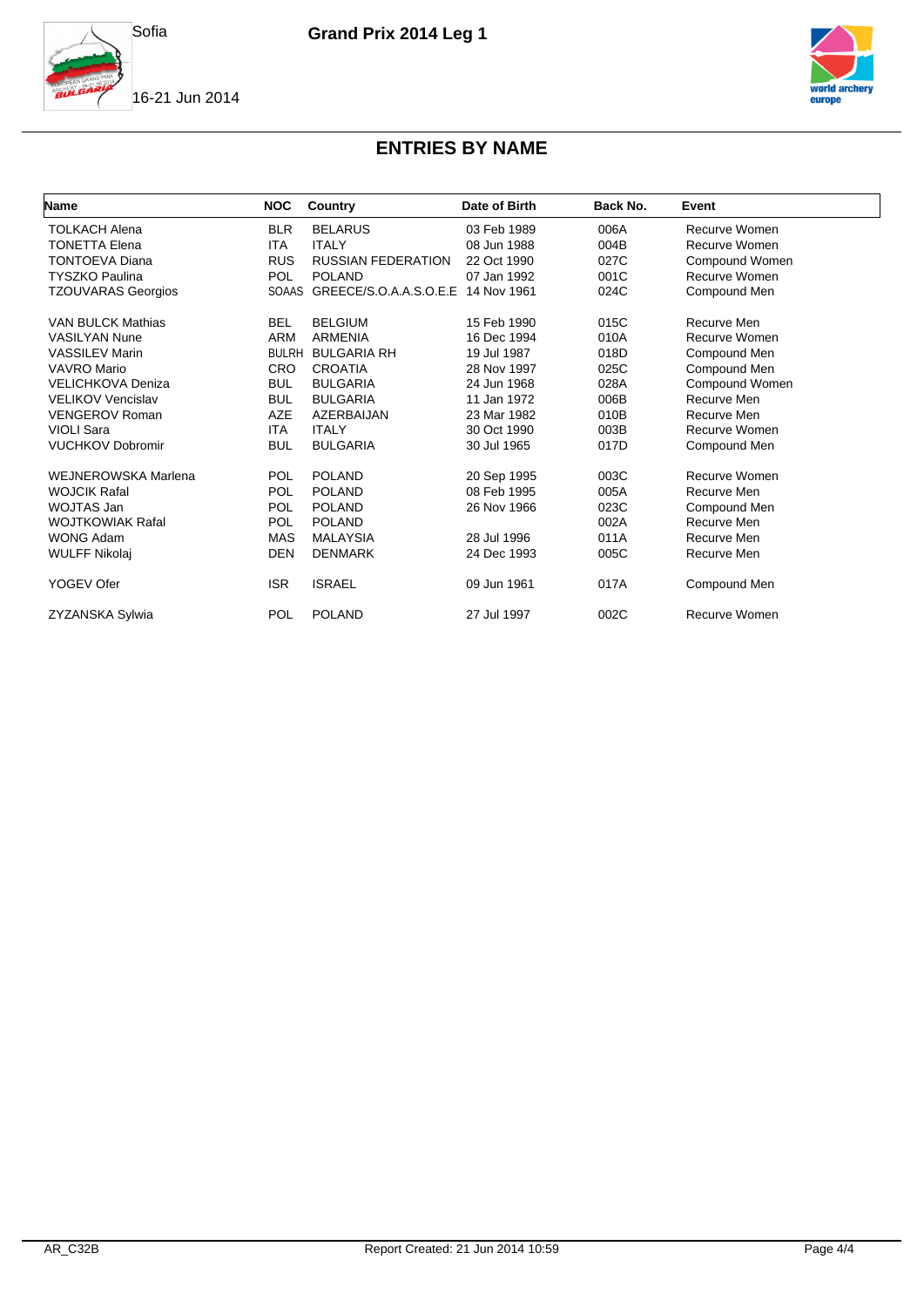# ENTRIES BY NAME

| Name | NOC | Country | Date of Birth | Back No. | Event |
|---|---|---|---|---|---|
| TOLKACH Alena | BLR | BELARUS | 03 Feb 1989 | 006A | Recurve Women |
| TONETTA Elena | ITA | ITALY | 08 Jun 1988 | 004B | Recurve Women |
| TONTOEVA Diana | RUS | RUSSIAN FEDERATION | 22 Oct 1990 | 027C | Compound Women |
| TYSZKO Paulina | POL | POLAND | 07 Jan 1992 | 001C | Recurve Women |
| TZOUVARAS Georgios | SOAAS | GREECE/S.O.A.A.S.O.E.E | 14 Nov 1961 | 024C | Compound Men |
| VAN BULCK Mathias | BEL | BELGIUM | 15 Feb 1990 | 015C | Recurve Men |
| VASILYAN Nune | ARM | ARMENIA | 16 Dec 1994 | 010A | Recurve Women |
| VASSILEV Marin | BULRH | BULGARIA RH | 19 Jul 1987 | 018D | Compound Men |
| VAVRO Mario | CRO | CROATIA | 28 Nov 1997 | 025C | Compound Men |
| VELICHKOVA Deniza | BUL | BULGARIA | 24 Jun 1968 | 028A | Compound Women |
| VELIKOV Vencislav | BUL | BULGARIA | 11 Jan 1972 | 006B | Recurve Men |
| VENGEROV Roman | AZE | AZERBAIJAN | 23 Mar 1982 | 010B | Recurve Men |
| VIOLI Sara | ITA | ITALY | 30 Oct 1990 | 003B | Recurve Women |
| VUCHKOV Dobromir | BUL | BULGARIA | 30 Jul 1965 | 017D | Compound Men |
| WEJNEROWSKA Marlena | POL | POLAND | 20 Sep 1995 | 003C | Recurve Women |
| WOJCIK Rafal | POL | POLAND | 08 Feb 1995 | 005A | Recurve Men |
| WOJTAS Jan | POL | POLAND | 26 Nov 1966 | 023C | Compound Men |
| WOJTKOWIAK Rafal | POL | POLAND | | 002A | Recurve Men |
| WONG Adam | MAS | MALAYSIA | 28 Jul 1996 | 011A | Recurve Men |
| WULFF Nikolaj | DEN | DENMARK | 24 Dec 1993 | 005C | Recurve Men |
| YOGEV Ofer | ISR | ISRAEL | 09 Jun 1961 | 017A | Compound Men |
| ZYZANSKA Sylwia | POL | POLAND | 27 Jul 1997 | 002C | Recurve Women |